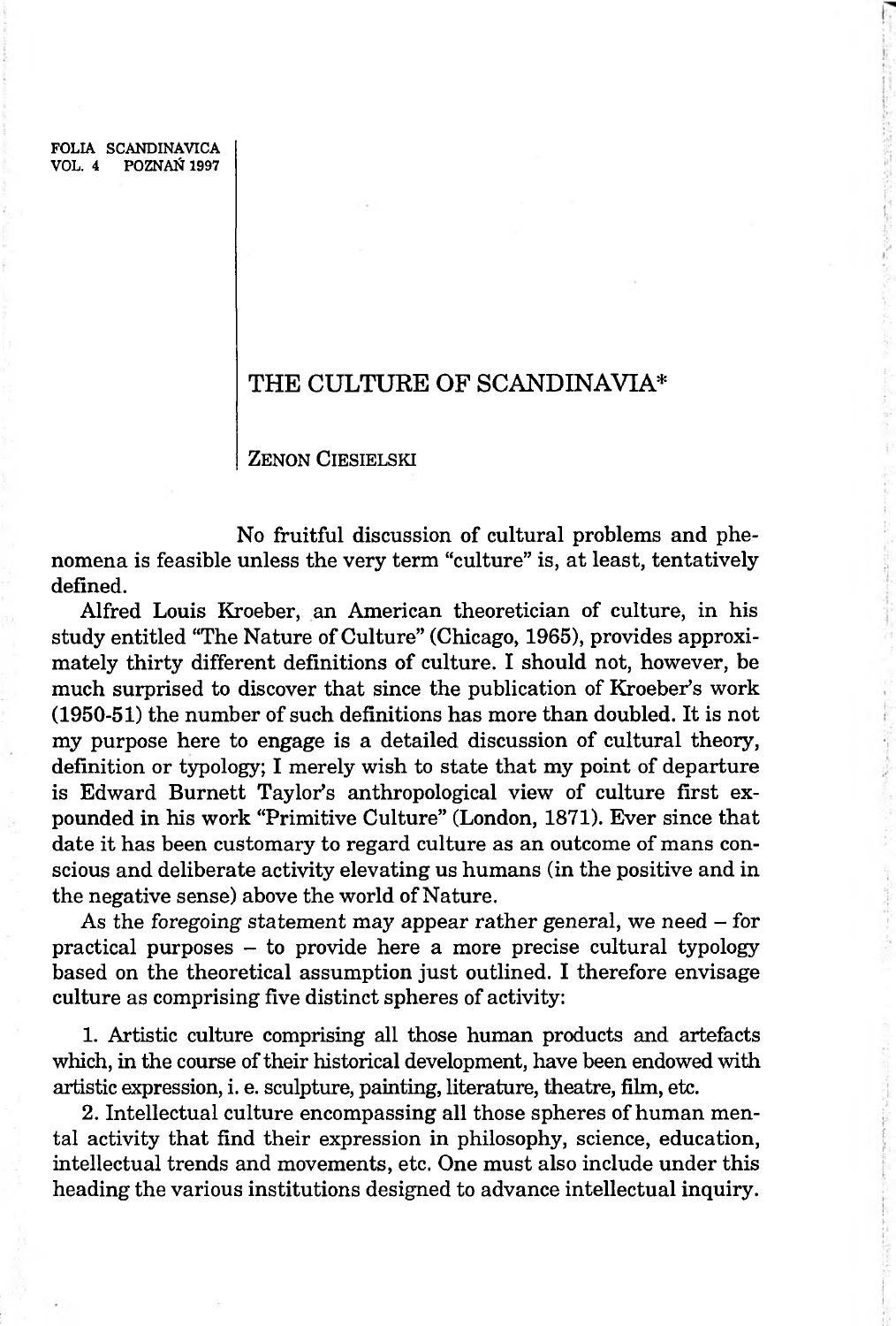# THE CULTURE OF SCANDINAVIA*

ZENON CIESIELSKI

No fruitful discussion of cultural problems and phenomena is feasible unless the very term "culture" is, at least, tentatively defined.

Alfred Louis Kroeber, an American theoretician of culture, in his study entitled "The Nature of Culture" (Chicago, 1965), provides approximately thirty different definitions of culture. I should not, however, be much surprised to discover that since the publication of Kroeber's work (1950-51) the number of such definitions has more than doubled. It is not my purpose here to engage is a detailed discussion of cultural theory, definition or typology; I merely wish to state that my point of departure is Edward Burnett Taylor's anthropological view of culture first expounded in his work "Primitive Culture" (London, 1871). Ever since that date it has been customary to regard culture as an outcome of mans conscious and deliberate activity elevating us humans (in the positive and in the negative sense) above the world of Nature.

As the foregoing statement may appear rather general, we need – for practical purposes – to provide here a more precise cultural typology based on the theoretical assumption just outlined. I therefore envisage culture as comprising five distinct spheres of activity:

1. Artistic culture comprising all those human products and artefacts which, in the course of their historical development, have been endowed with artistic expression, i. e. sculpture, painting, literature, theatre, film, etc.

2. Intellectual culture encompassing all those spheres of human mental activity that find their expression in philosophy, science, education, intellectual trends and movements, etc. One must also include under this heading the various institutions designed to advance intellectual inquiry.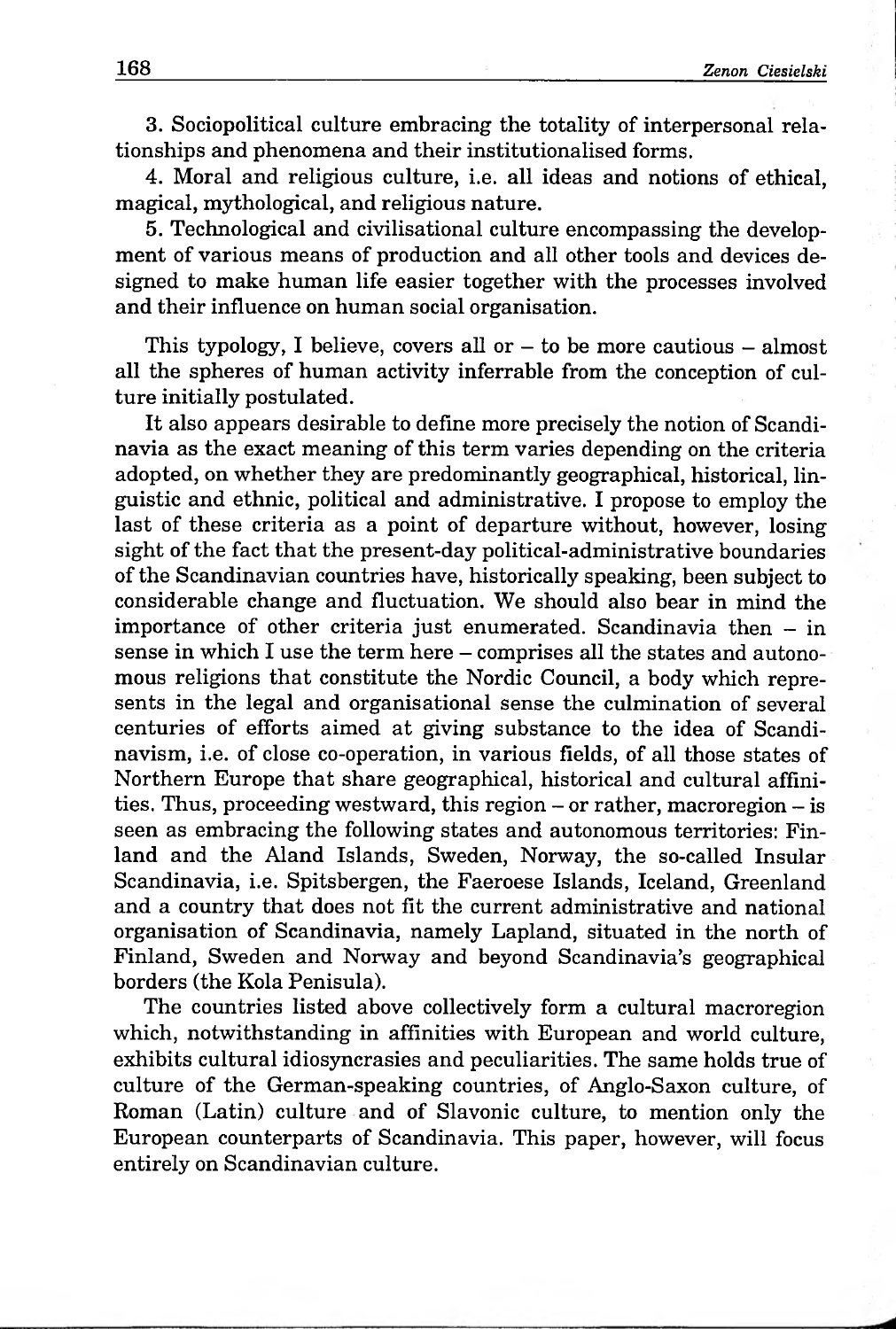3. Sociopolitical culture embracing the totality of interpersonal relationships and phenomena and their institutionalised forms.

4. Moral and religious culture, i.e. all ideas and notions of ethical, magical, mythological, and religious nature.

5. Technological and civilisational culture encompassing the development of various means of production and all other tools and devices designed to make human life easier together with the processes involved and their influence on human social organisation.

This typology, I believe, covers all or – to be more cautious – almost all the spheres of human activity inferrable from the conception of culture initially postulated.

It also appears desirable to define more precisely the notion of Scandinavia as the exact meaning of this term varies depending on the criteria adopted, on whether they are predominantly geographical, historical, linguistic and ethnic, political and administrative. I propose to employ the last of these criteria as a point of departure without, however, losing sight of the fact that the present-day political-administrative boundaries of the Scandinavian countries have, historically speaking, been subject to considerable change and fluctuation. We should also bear in mind the importance of other criteria just enumerated. Scandinavia then – in sense in which I use the term here – comprises all the states and autonomous religions that constitute the Nordic Council, a body which represents in the legal and organisational sense the culmination of several centuries of efforts aimed at giving substance to the idea of Scandinavism, i.e. of close co-operation, in various fields, of all those states of Northern Europe that share geographical, historical and cultural affinities. Thus, proceeding westward, this region – or rather, macroregion – is seen as embracing the following states and autonomous territories: Finland and the Aland Islands, Sweden, Norway, the so-called Insular Scandinavia, i.e. Spitsbergen, the Faeroese Islands, Iceland, Greenland and a country that does not fit the current administrative and national organisation of Scandinavia, namely Lapland, situated in the north of Finland, Sweden and Norway and beyond Scandinavia's geographical borders (the Kola Penisula).

The countries listed above collectively form a cultural macroregion which, notwithstanding in affinities with European and world culture, exhibits cultural idiosyncrasies and peculiarities. The same holds true of culture of the German-speaking countries, of Anglo-Saxon culture, of Roman (Latin) culture and of Slavonic culture, to mention only the European counterparts of Scandinavia. This paper, however, will focus entirely on Scandinavian culture.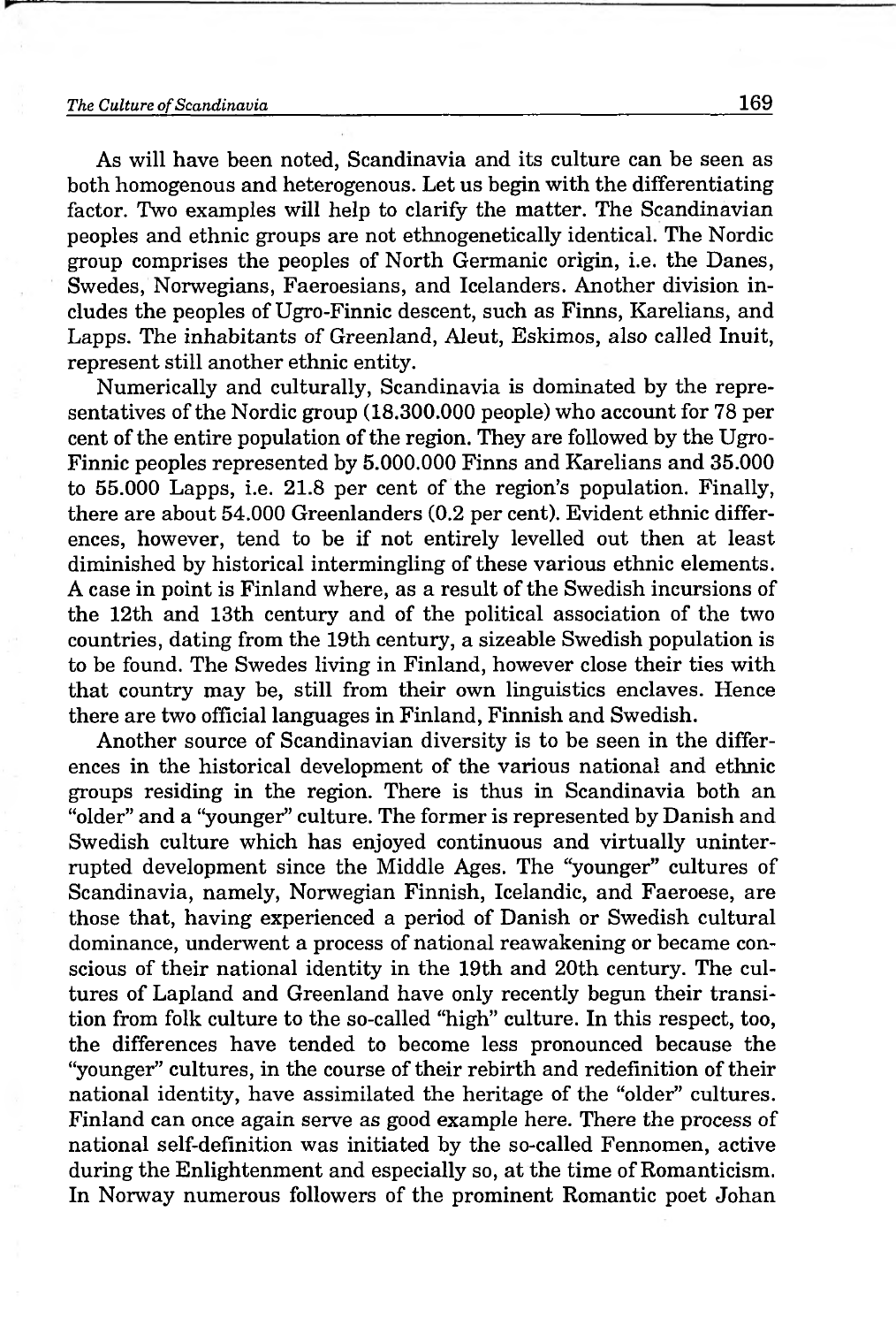As will have been noted, Scandinavia and its culture can be seen as both homogenous and heterogenous. Let us begin with the differentiating factor. Two examples will help to clarify the matter. The Scandinavian peoples and ethnic groups are not ethnogenetically identical. The Nordic group comprises the peoples of North Germanic origin, i.e. the Danes, Swedes, Norwegians, Faeroesians, and Icelanders. Another division includes the peoples of Ugro-Finnic descent, such as Finns, Karelians, and Lapps. The inhabitants of Greenland, Aleut, Eskimos, also called Inuit, represent still another ethnic entity.

Numerically and culturally, Scandinavia is dominated by the representatives of the Nordic group (18.300.000 people) who account for 78 per cent of the entire population of the region. They are followed by the Ugro-Finnic peoples represented by 5.000.000 Finns and Karelians and 35.000 to 55.000 Lapps, i.e. 21.8 per cent of the region's population. Finally, there are about 54.000 Greenlanders (0.2 per cent). Evident ethnic differences, however, tend to be if not entirely levelled out then at least diminished by historical intermingling of these various ethnic elements. A case in point is Finland where, as a result of the Swedish incursions of the 12th and 13th century and of the political association of the two countries, dating from the 19th century, a sizeable Swedish population is to be found. The Swedes living in Finland, however close their ties with that country may be, still from their own linguistics enclaves. Hence there are two official languages in Finland, Finnish and Swedish.

Another source of Scandinavian diversity is to be seen in the differences in the historical development of the various national and ethnic groups residing in the region. There is thus in Scandinavia both an "older" and a "younger" culture. The former is represented by Danish and Swedish culture which has enjoyed continuous and virtually uninterrupted development since the Middle Ages. The "younger" cultures of Scandinavia, namely, Norwegian Finnish, Icelandic, and Faeroese, are those that, having experienced a period of Danish or Swedish cultural dominance, underwent a process of national reawakening or became conscious of their national identity in the 19th and 20th century. The cultures of Lapland and Greenland have only recently begun their transition from folk culture to the so-called "high" culture. In this respect, too, the differences have tended to become less pronounced because the "younger" cultures, in the course of their rebirth and redefinition of their national identity, have assimilated the heritage of the "older" cultures. Finland can once again serve as good example here. There the process of national self-definition was initiated by the so-called Fennomen, active during the Enlightenment and especially so, at the time of Romanticism. In Norway numerous followers of the prominent Romantic poet Johan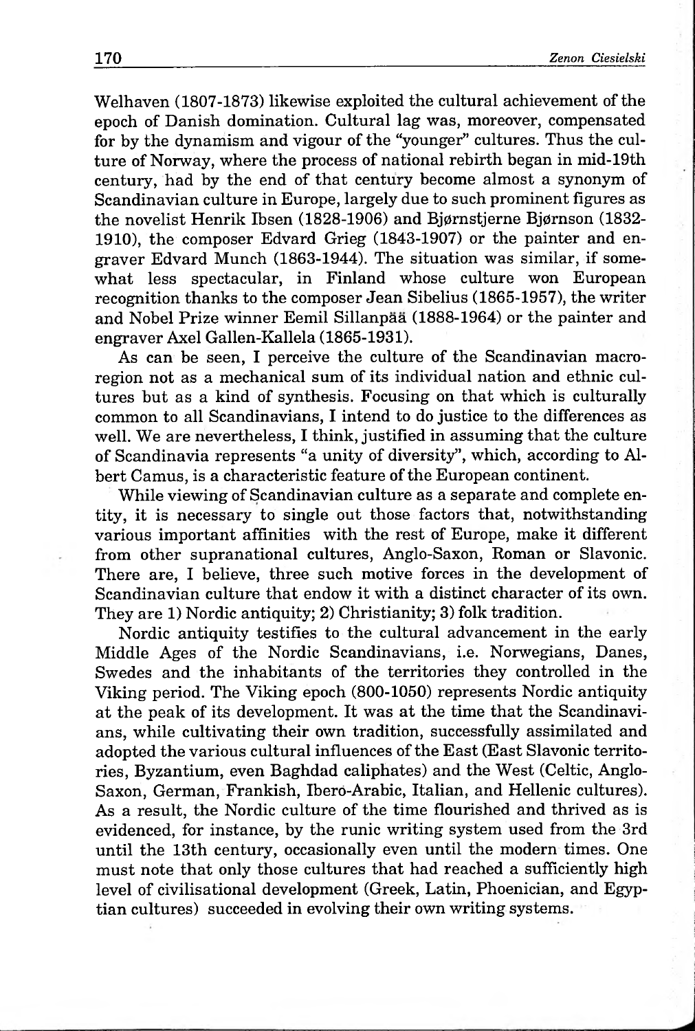Welhaven (1807-1873) likewise exploited the cultural achievement of the epoch of Danish domination. Cultural lag was, moreover, compensated for by the dynamism and vigour of the "younger" cultures. Thus the culture of Norway, where the process of national rebirth began in mid-19th century, had by the end of that century become almost a synonym of Scandinavian culture in Europe, largely due to such prominent figures as the novelist Henrik Ibsen (1828-1906) and Bjørnstjerne Bjørnson (1832-1910), the composer Edvard Grieg (1843-1907) or the painter and engraver Edvard Munch (1863-1944). The situation was similar, if somewhat less spectacular, in Finland whose culture won European recognition thanks to the composer Jean Sibelius (1865-1957), the writer and Nobel Prize winner Eemil Sillanpää (1888-1964) or the painter and engraver Axel Gallen-Kallela (1865-1931).

As can be seen, I perceive the culture of the Scandinavian macroregion not as a mechanical sum of its individual nation and ethnic cultures but as a kind of synthesis. Focusing on that which is culturally common to all Scandinavians, I intend to do justice to the differences as well. We are nevertheless, I think, justified in assuming that the culture of Scandinavia represents "a unity of diversity", which, according to Albert Camus, is a characteristic feature of the European continent.

While viewing of Scandinavian culture as a separate and complete entity, it is necessary to single out those factors that, notwithstanding various important affinities with the rest of Europe, make it different from other supranational cultures, Anglo-Saxon, Roman or Slavonic. There are, I believe, three such motive forces in the development of Scandinavian culture that endow it with a distinct character of its own. They are 1) Nordic antiquity; 2) Christianity; 3) folk tradition.

Nordic antiquity testifies to the cultural advancement in the early Middle Ages of the Nordic Scandinavians, i.e. Norwegians, Danes, Swedes and the inhabitants of the territories they controlled in the Viking period. The Viking epoch (800-1050) represents Nordic antiquity at the peak of its development. It was at the time that the Scandinavians, while cultivating their own tradition, successfully assimilated and adopted the various cultural influences of the East (East Slavonic territories, Byzantium, even Baghdad caliphates) and the West (Celtic, Anglo-Saxon, German, Frankish, Ibero-Arabic, Italian, and Hellenic cultures). As a result, the Nordic culture of the time flourished and thrived as is evidenced, for instance, by the runic writing system used from the 3rd until the 13th century, occasionally even until the modern times. One must note that only those cultures that had reached a sufficiently high level of civilisational development (Greek, Latin, Phoenician, and Egyptian cultures) succeeded in evolving their own writing systems.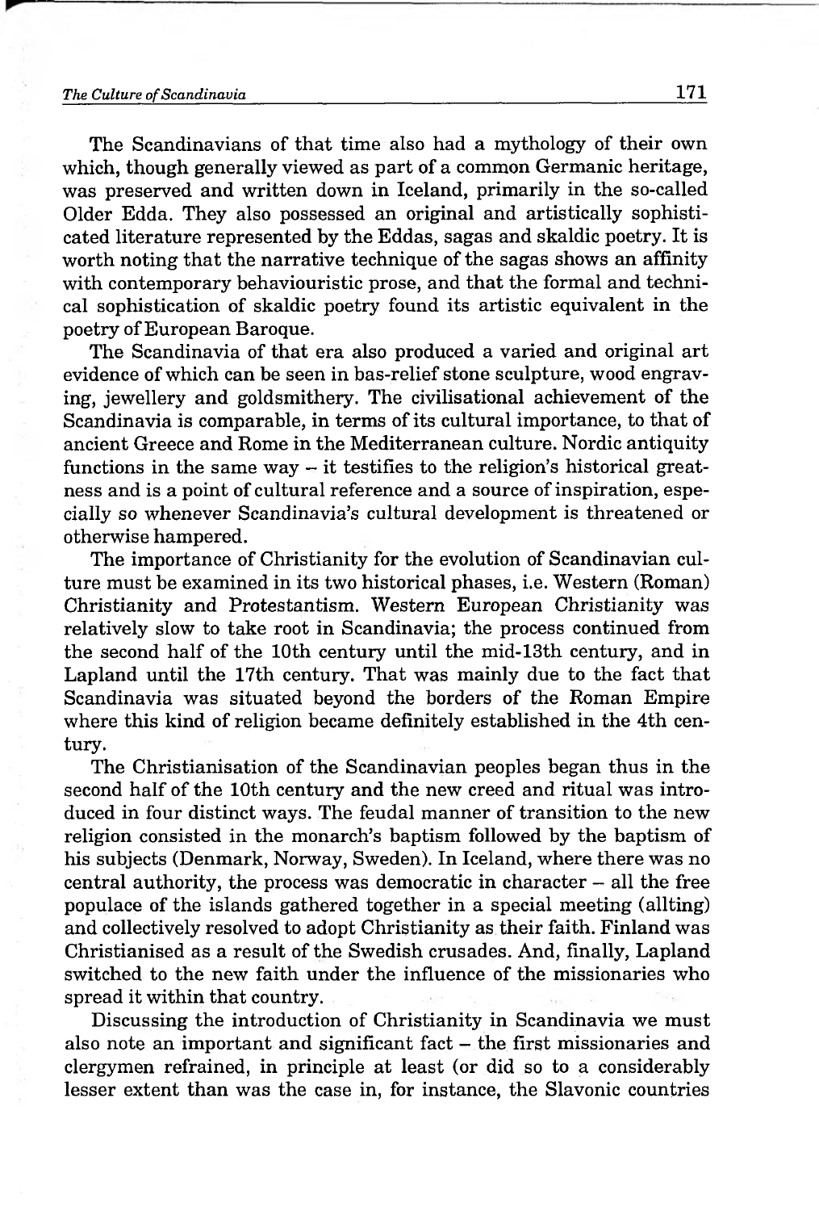The Scandinavians of that time also had a mythology of their own which, though generally viewed as part of a common Germanic heritage, was preserved and written down in Iceland, primarily in the so-called Older Edda. They also possessed an original and artistically sophisticated literature represented by the Eddas, sagas and skaldic poetry. It is worth noting that the narrative technique of the sagas shows an affinity with contemporary behaviouristic prose, and that the formal and technical sophistication of skaldic poetry found its artistic equivalent in the poetry of European Baroque.

The Scandinavia of that era also produced a varied and original art evidence of which can be seen in bas-relief stone sculpture, wood engraving, jewellery and goldsmithery. The civilisational achievement of the Scandinavia is comparable, in terms of its cultural importance, to that of ancient Greece and Rome in the Mediterranean culture. Nordic antiquity functions in the same way – it testifies to the religion's historical greatness and is a point of cultural reference and a source of inspiration, especially so whenever Scandinavia's cultural development is threatened or otherwise hampered.

The importance of Christianity for the evolution of Scandinavian culture must be examined in its two historical phases, i.e. Western (Roman) Christianity and Protestantism. Western European Christianity was relatively slow to take root in Scandinavia; the process continued from the second half of the 10th century until the mid-13th century, and in Lapland until the 17th century. That was mainly due to the fact that Scandinavia was situated beyond the borders of the Roman Empire where this kind of religion became definitely established in the 4th century.

The Christianisation of the Scandinavian peoples began thus in the second half of the 10th century and the new creed and ritual was introduced in four distinct ways. The feudal manner of transition to the new religion consisted in the monarch's baptism followed by the baptism of his subjects (Denmark, Norway, Sweden). In Iceland, where there was no central authority, the process was democratic in character – all the free populace of the islands gathered together in a special meeting (allting) and collectively resolved to adopt Christianity as their faith. Finland was Christianised as a result of the Swedish crusades. And, finally, Lapland switched to the new faith under the influence of the missionaries who spread it within that country.

Discussing the introduction of Christianity in Scandinavia we must also note an important and significant fact – the first missionaries and clergymen refrained, in principle at least (or did so to a considerably lesser extent than was the case in, for instance, the Slavonic countries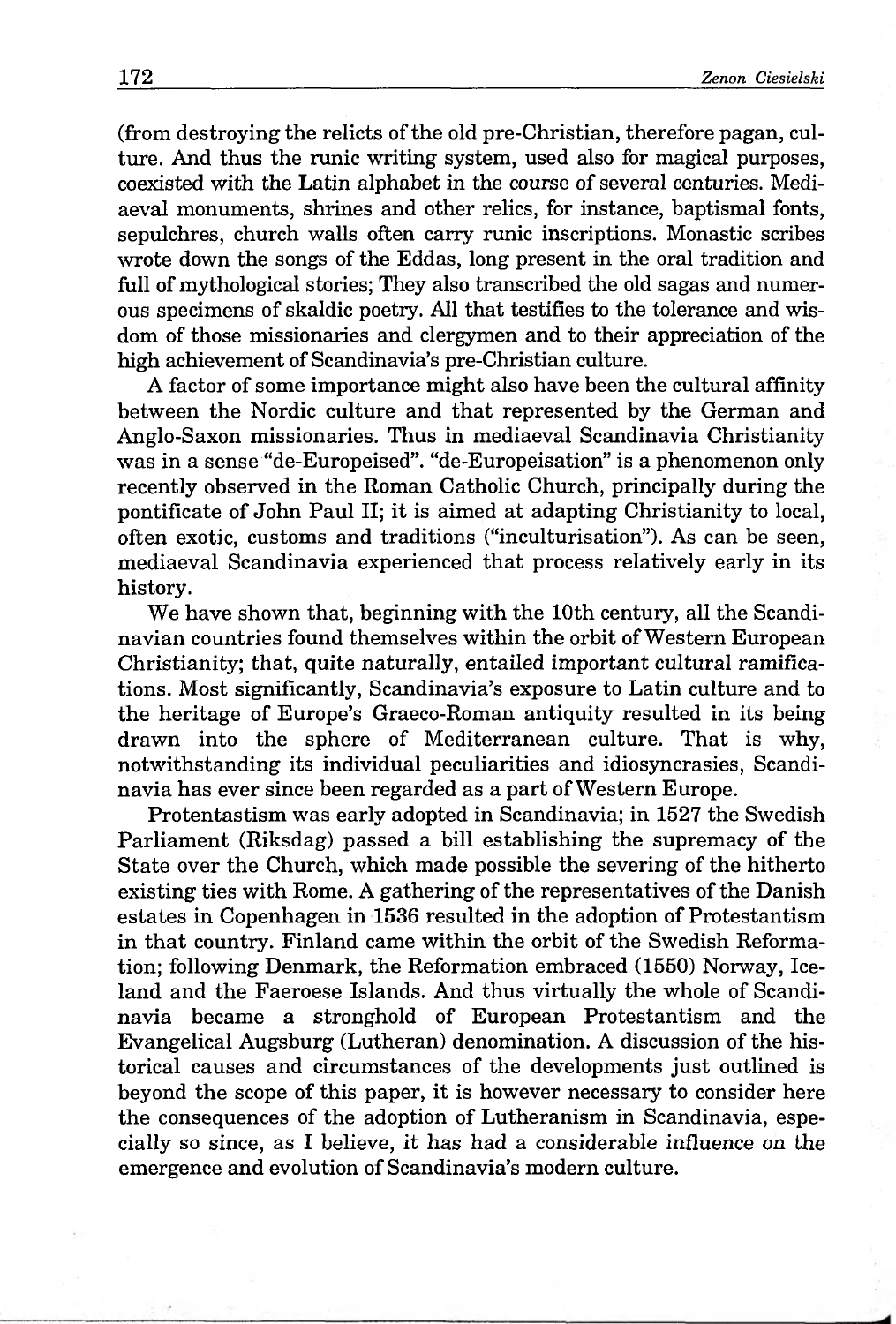(from destroying the relicts of the old pre-Christian, therefore pagan, culture. And thus the runic writing system, used also for magical purposes, coexisted with the Latin alphabet in the course of several centuries. Mediaeval monuments, shrines and other relics, for instance, baptismal fonts, sepulchres, church walls often carry runic inscriptions. Monastic scribes wrote down the songs of the Eddas, long present in the oral tradition and full of mythological stories; They also transcribed the old sagas and numerous specimens of skaldic poetry. All that testifies to the tolerance and wisdom of those missionaries and clergymen and to their appreciation of the high achievement of Scandinavia's pre-Christian culture.

A factor of some importance might also have been the cultural affinity between the Nordic culture and that represented by the German and Anglo-Saxon missionaries. Thus in mediaeval Scandinavia Christianity was in a sense "de-Europeised". "de-Europeisation" is a phenomenon only recently observed in the Roman Catholic Church, principally during the pontificate of John Paul II; it is aimed at adapting Christianity to local, often exotic, customs and traditions ("inculturisation"). As can be seen, mediaeval Scandinavia experienced that process relatively early in its history.

We have shown that, beginning with the 10th century, all the Scandinavian countries found themselves within the orbit of Western European Christianity; that, quite naturally, entailed important cultural ramifications. Most significantly, Scandinavia's exposure to Latin culture and to the heritage of Europe's Graeco-Roman antiquity resulted in its being drawn into the sphere of Mediterranean culture. That is why, notwithstanding its individual peculiarities and idiosyncrasies, Scandinavia has ever since been regarded as a part of Western Europe.

Protentastism was early adopted in Scandinavia; in 1527 the Swedish Parliament (Riksdag) passed a bill establishing the supremacy of the State over the Church, which made possible the severing of the hitherto existing ties with Rome. A gathering of the representatives of the Danish estates in Copenhagen in 1536 resulted in the adoption of Protestantism in that country. Finland came within the orbit of the Swedish Reformation; following Denmark, the Reformation embraced (1550) Norway, Iceland and the Faeroese Islands. And thus virtually the whole of Scandinavia became a stronghold of European Protestantism and the Evangelical Augsburg (Lutheran) denomination. A discussion of the historical causes and circumstances of the developments just outlined is beyond the scope of this paper, it is however necessary to consider here the consequences of the adoption of Lutheranism in Scandinavia, especially so since, as I believe, it has had a considerable influence on the emergence and evolution of Scandinavia's modern culture.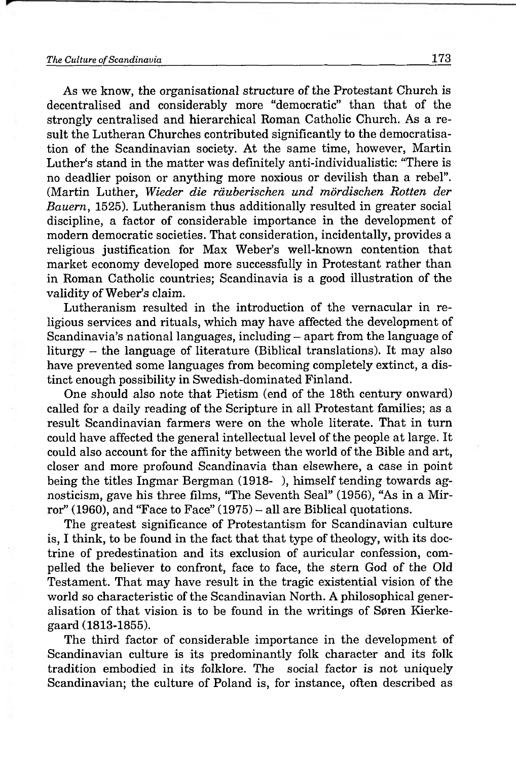As we know, the organisational structure of the Protestant Church is decentralised and considerably more "democratic" than that of the strongly centralised and hierarchical Roman Catholic Church. As a result the Lutheran Churches contributed significantly to the democratisation of the Scandinavian society. At the same time, however, Martin Luther's stand in the matter was definitely anti-individualistic: "There is no deadlier poison or anything more noxious or devilish than a rebel". (Martin Luther, *Wieder die räuberischen und mördischen Rotten der Bauern*, 1525). Lutheranism thus additionally resulted in greater social discipline, a factor of considerable importance in the development of modern democratic societies. That consideration, incidentally, provides a religious justification for Max Weber's well-known contention that market economy developed more successfully in Protestant rather than in Roman Catholic countries; Scandinavia is a good illustration of the validity of Weber's claim.

Lutheranism resulted in the introduction of the vernacular in religious services and rituals, which may have affected the development of Scandinavia's national languages, including – apart from the language of liturgy – the language of literature (Biblical translations). It may also have prevented some languages from becoming completely extinct, a distinct enough possibility in Swedish-dominated Finland.

One should also note that Pietism (end of the 18th century onward) called for a daily reading of the Scripture in all Protestant families; as a result Scandinavian farmers were on the whole literate. That in turn could have affected the general intellectual level of the people at large. It could also account for the affinity between the world of the Bible and art, closer and more profound Scandinavia than elsewhere, a case in point being the titles Ingmar Bergman (1918- ), himself tending towards agnosticism, gave his three films, "The Seventh Seal" (1956), "As in a Mirror" (1960), and "Face to Face" (1975) – all are Biblical quotations.

The greatest significance of Protestantism for Scandinavian culture is, I think, to be found in the fact that that type of theology, with its doctrine of predestination and its exclusion of auricular confession, compelled the believer to confront, face to face, the stern God of the Old Testament. That may have result in the tragic existential vision of the world so characteristic of the Scandinavian North. A philosophical generalisation of that vision is to be found in the writings of Søren Kierkegaard (1813-1855).

The third factor of considerable importance in the development of Scandinavian culture is its predominantly folk character and its folk tradition embodied in its folklore. The social factor is not uniquely Scandinavian; the culture of Poland is, for instance, often described as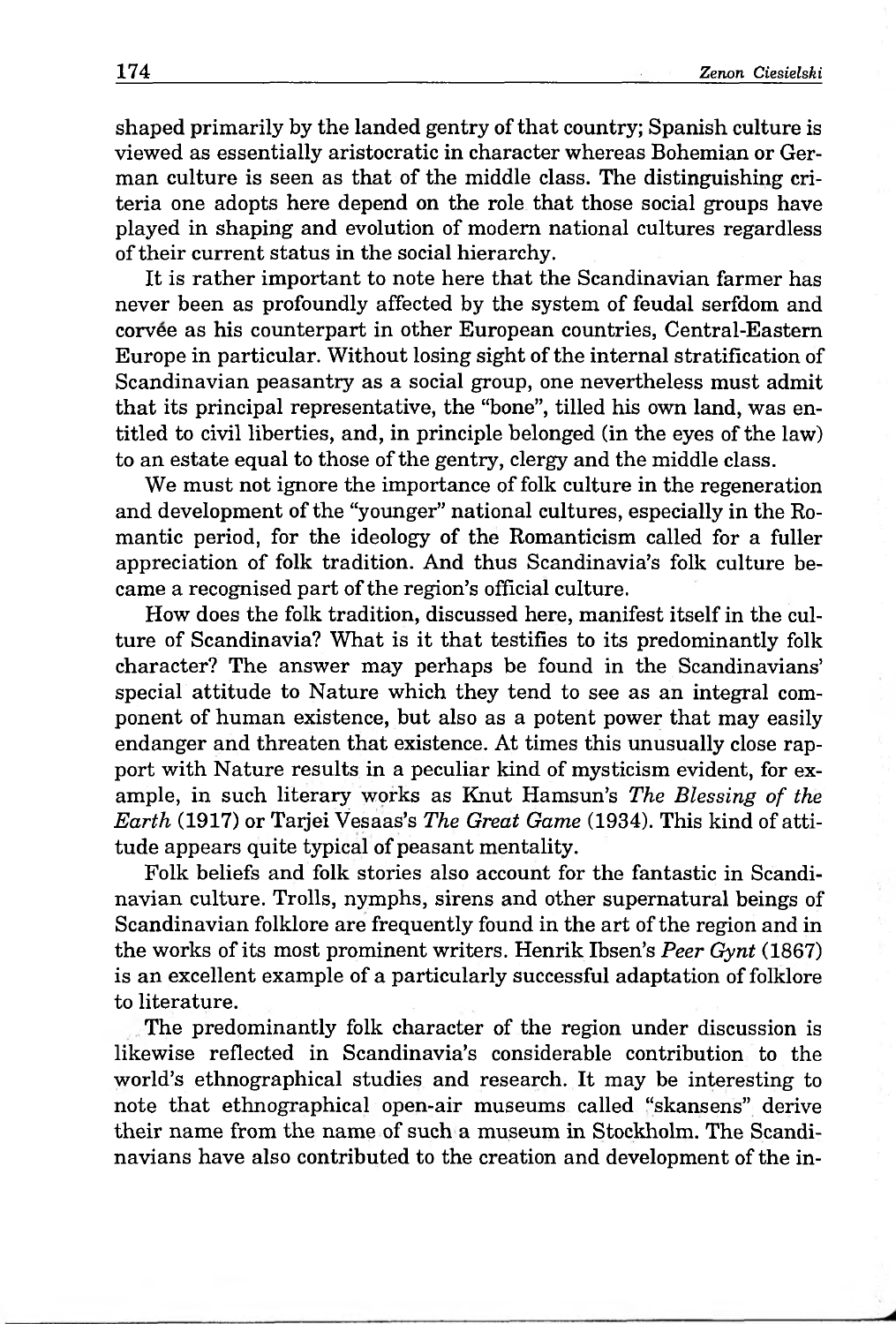shaped primarily by the landed gentry of that country; Spanish culture is viewed as essentially aristocratic in character whereas Bohemian or German culture is seen as that of the middle class. The distinguishing criteria one adopts here depend on the role that those social groups have played in shaping and evolution of modern national cultures regardless of their current status in the social hierarchy.

It is rather important to note here that the Scandinavian farmer has never been as profoundly affected by the system of feudal serfdom and corvée as his counterpart in other European countries, Central-Eastern Europe in particular. Without losing sight of the internal stratification of Scandinavian peasantry as a social group, one nevertheless must admit that its principal representative, the "bone", tilled his own land, was entitled to civil liberties, and, in principle belonged (in the eyes of the law) to an estate equal to those of the gentry, clergy and the middle class.

We must not ignore the importance of folk culture in the regeneration and development of the "younger" national cultures, especially in the Romantic period, for the ideology of the Romanticism called for a fuller appreciation of folk tradition. And thus Scandinavia's folk culture became a recognised part of the region's official culture.

How does the folk tradition, discussed here, manifest itself in the culture of Scandinavia? What is it that testifies to its predominantly folk character? The answer may perhaps be found in the Scandinavians' special attitude to Nature which they tend to see as an integral component of human existence, but also as a potent power that may easily endanger and threaten that existence. At times this unusually close rapport with Nature results in a peculiar kind of mysticism evident, for example, in such literary works as Knut Hamsun's *The Blessing of the Earth* (1917) or Tarjei Vesaas's *The Great Game* (1934). This kind of attitude appears quite typical of peasant mentality.

Folk beliefs and folk stories also account for the fantastic in Scandinavian culture. Trolls, nymphs, sirens and other supernatural beings of Scandinavian folklore are frequently found in the art of the region and in the works of its most prominent writers. Henrik Ibsen's *Peer Gynt* (1867) is an excellent example of a particularly successful adaptation of folklore to literature.

The predominantly folk character of the region under discussion is likewise reflected in Scandinavia's considerable contribution to the world's ethnographical studies and research. It may be interesting to note that ethnographical open-air museums called "skansens" derive their name from the name of such a museum in Stockholm. The Scandinavians have also contributed to the creation and development of the in-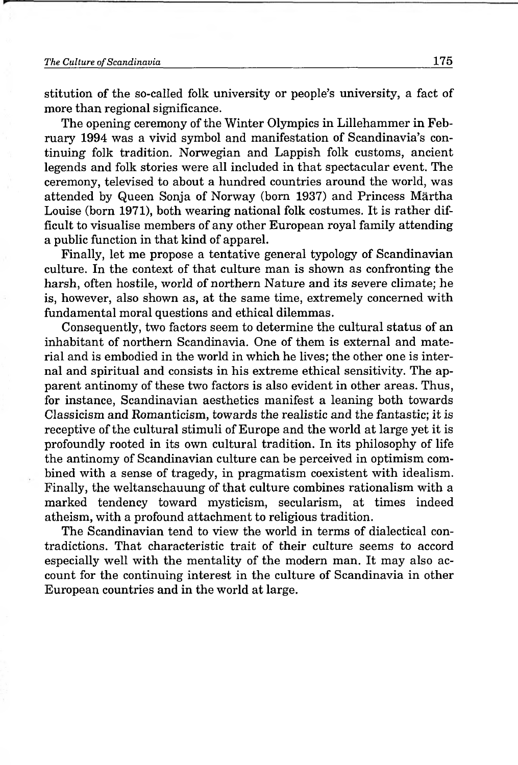stitution of the so-called folk university or people's university, a fact of more than regional significance.

The opening ceremony of the Winter Olympics in Lillehammer in February 1994 was a vivid symbol and manifestation of Scandinavia's continuing folk tradition. Norwegian and Lappish folk customs, ancient legends and folk stories were all included in that spectacular event. The ceremony, televised to about a hundred countries around the world, was attended by Queen Sonja of Norway (born 1937) and Princess Märtha Louise (born 1971), both wearing national folk costumes. It is rather difficult to visualise members of any other European royal family attending a public function in that kind of apparel.

Finally, let me propose a tentative general typology of Scandinavian culture. In the context of that culture man is shown as confronting the harsh, often hostile, world of northern Nature and its severe climate; he is, however, also shown as, at the same time, extremely concerned with fundamental moral questions and ethical dilemmas.

Consequently, two factors seem to determine the cultural status of an inhabitant of northern Scandinavia. One of them is external and material and is embodied in the world in which he lives; the other one is internal and spiritual and consists in his extreme ethical sensitivity. The apparent antinomy of these two factors is also evident in other areas. Thus, for instance, Scandinavian aesthetics manifest a leaning both towards Classicism and Romanticism, towards the realistic and the fantastic; it is receptive of the cultural stimuli of Europe and the world at large yet it is profoundly rooted in its own cultural tradition. In its philosophy of life the antinomy of Scandinavian culture can be perceived in optimism combined with a sense of tragedy, in pragmatism coexistent with idealism. Finally, the weltanschauung of that culture combines rationalism with a marked tendency toward mysticism, secularism, at times indeed atheism, with a profound attachment to religious tradition.

The Scandinavian tend to view the world in terms of dialectical contradictions. That characteristic trait of their culture seems to accord especially well with the mentality of the modern man. It may also account for the continuing interest in the culture of Scandinavia in other European countries and in the world at large.